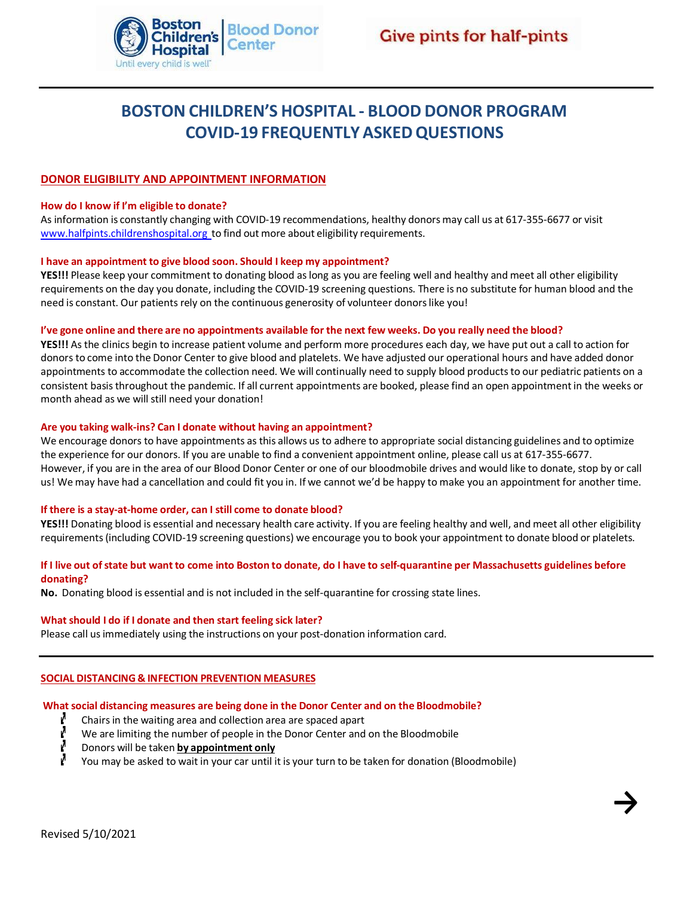Boston Children's Hospital | Blood Donor Center

Until every child is well

Give pints for half-pints

# BOSTON CHILDREN'S HOSPITAL - BLOOD DONOR PROGRAM COVID-19 FREQUENTLY ASKED QUESTIONS

## DONOR ELIGIBILITY AND APPOINTMENT INFORMATION

### How do I know if I'm eligible to donate?

As information is constantly changing with COVID-19 recommendations, healthy donors may call us at 617-355-6677 or visit www.halfpints.childrenshospital.org to find out more about eligibility requirements.

### I have an appointment to give blood soon. Should I keep my appointment?

**YES!!!** Please keep your commitment to donating blood as long as you are feeling well and healthy and meet all other eligibility requirements on the day you donate, including the COVID-19 screening questions. There is no substitute for human blood and the need is constant. Our patients rely on the continuous generosity of volunteer donors like you!

### I've gone online and there are no appointments available for the next few weeks. Do you really need the blood?

**YES!!!** As the clinics begin to increase patient volume and perform more procedures each day, we have put out a call to action for donors to come into the Donor Center to give blood and platelets. We have adjusted our operational hours and have added donor appointments to accommodate the collection need. We will continually need to supply blood products to our pediatric patients on a consistent basis throughout the pandemic. If all current appointments are booked, please find an open appointment in the weeks or month ahead as we will still need your donation!

### Are you taking walk-ins? Can I donate without having an appointment?

We encourage donors to have appointments as this allows us to adhere to appropriate social distancing guidelines and to optimize the experience for our donors. If you are unable to find a convenient appointment online, please call us at 617-355-6677. However, if you are in the area of our Blood Donor Center or one of our bloodmobile drives and would like to donate, stop by or call us! We may have had a cancellation and could fit you in. If we cannot we'd be happy to make you an appointment for another time.

### If there is a stay-at-home order, can I still come to donate blood?

**YES!!!** Donating blood is essential and necessary health care activity. If you are feeling healthy and well, and meet all other eligibility requirements (including COVID-19 screening questions) we encourage you to book your appointment to donate blood or platelets.

### If I live out of state but want to come into Boston to donate, do I have to self-quarantine per Massachusetts guidelines before donating?

**No.** Donating blood is essential and is not included in the self-quarantine for crossing state lines.

### What should I do if I donate and then start feeling sick later?

Please call us immediately using the instructions on your post-donation information card.

---

## SOCIAL DISTANCING & INFECTION PREVENTION MEASURES

### What social distancing measures are being done in the Donor Center and on the Bloodmobile?

- Chairs in the waiting area and collection area are spaced apart
- We are limiting the number of people in the Donor Center and on the Bloodmobile
- Donors will be taken **by appointment only**
- You may be asked to wait in your car until it is your turn to be taken for donation (Bloodmobile)

→

Revised 5/10/2021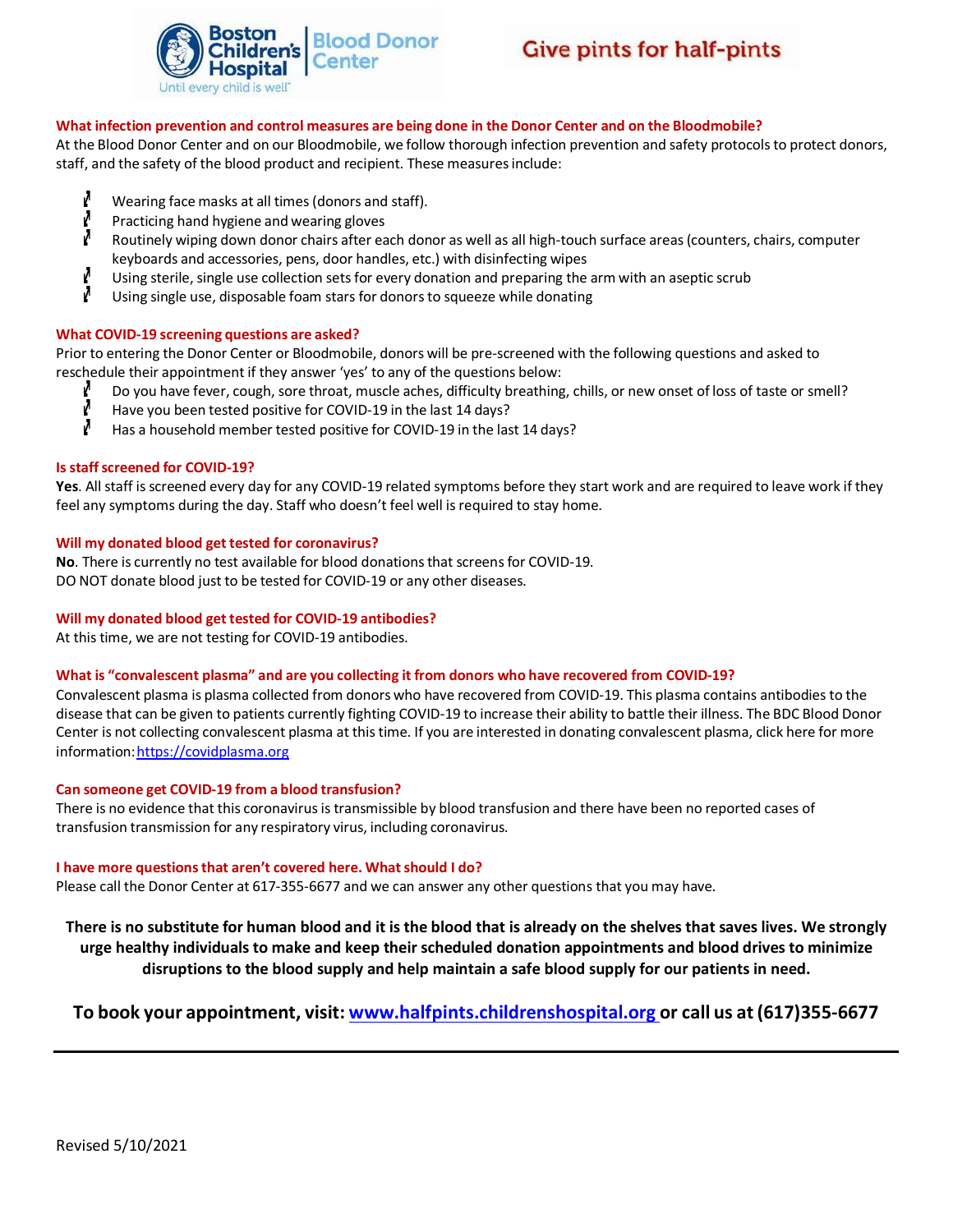**What infection prevention and control measures are being done in the Donor Center and on the Bloodmobile?**

At the Blood Donor Center and on our Bloodmobile, we follow thorough infection prevention and safety protocols to protect donors, staff, and the safety of the blood product and recipient. These measures include:

- Wearing face masks at all times (donors and staff).
- Practicing hand hygiene and wearing gloves
- Routinely wiping down donor chairs after each donor as well as all high-touch surface areas (counters, chairs, computer keyboards and accessories, pens, door handles, etc.) with disinfecting wipes
- Using sterile, single use collection sets for every donation and preparing the arm with an aseptic scrub
- Using single use, disposable foam stars for donors to squeeze while donating

**What COVID-19 screening questions are asked?**

Prior to entering the Donor Center or Bloodmobile, donors will be pre-screened with the following questions and asked to reschedule their appointment if they answer 'yes' to any of the questions below:

- Do you have fever, cough, sore throat, muscle aches, difficulty breathing, chills, or new onset of loss of taste or smell?
- Have you been tested positive for COVID-19 in the last 14 days?
- Has a household member tested positive for COVID-19 in the last 14 days?

**Is staff screened for COVID-19?**

**Yes**. All staff is screened every day for any COVID-19 related symptoms before they start work and are required to leave work if they feel any symptoms during the day. Staff who doesn't feel well is required to stay home.

**Will my donated blood get tested for coronavirus?**

**No**. There is currently no test available for blood donations that screens for COVID-19.
DO NOT donate blood just to be tested for COVID-19 or any other diseases.

**Will my donated blood get tested for COVID-19 antibodies?**

At this time, we are not testing for COVID-19 antibodies.

**What is "convalescent plasma" and are you collecting it from donors who have recovered from COVID-19?**

Convalescent plasma is plasma collected from donors who have recovered from COVID-19. This plasma contains antibodies to the disease that can be given to patients currently fighting COVID-19 to increase their ability to battle their illness. The BDC Blood Donor Center is not collecting convalescent plasma at this time. If you are interested in donating convalescent plasma, click here for more information: https://covidplasma.org

**Can someone get COVID-19 from a blood transfusion?**

There is no evidence that this coronavirus is transmissible by blood transfusion and there have been no reported cases of transfusion transmission for any respiratory virus, including coronavirus.

**I have more questions that aren't covered here. What should I do?**

Please call the Donor Center at 617-355-6677 and we can answer any other questions that you may have.

**There is no substitute for human blood and it is the blood that is already on the shelves that saves lives. We strongly urge healthy individuals to make and keep their scheduled donation appointments and blood drives to minimize disruptions to the blood supply and help maintain a safe blood supply for our patients in need.**

**To book your appointment, visit: www.halfpints.childrenshospital.org or call us at (617)355-6677**

---

Revised 5/10/2021